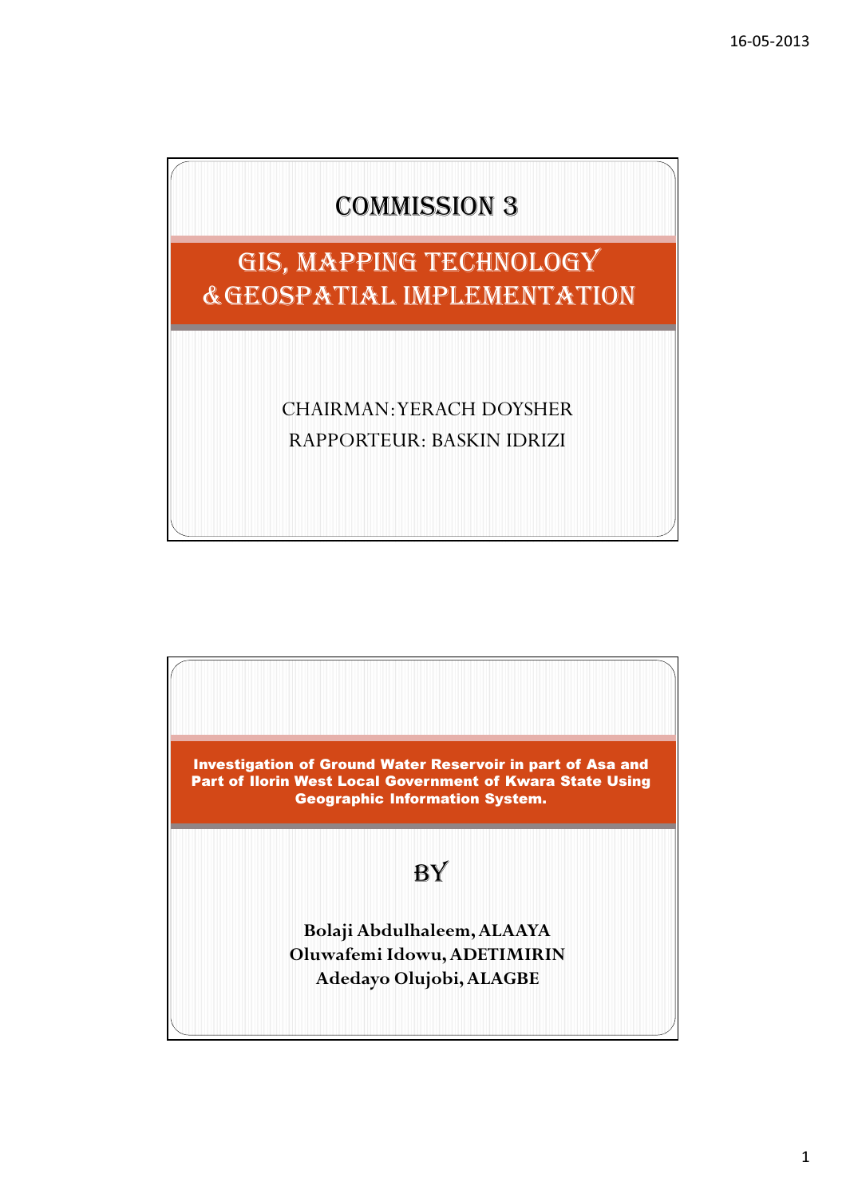# COMMISSION 3

## GIS, MAPPING TECHNOLOGY &GEOSPATIAL IMPLEMENTATION

CHAIRMAN: YERACH DOYSHER

RAPPORTEUR: BASKIN IDRIZI

---

## Investigation of Ground Water Reservoir in part of Asa and Part of Ilorin West Local Government of Kwara State Using Geographic Information System.

BY

**Bolaji Abdulhaleem, ALAAYA**
**Oluwafemi Idowu, ADETIMIRIN**
**Adedayo Olujobi, ALAGBE**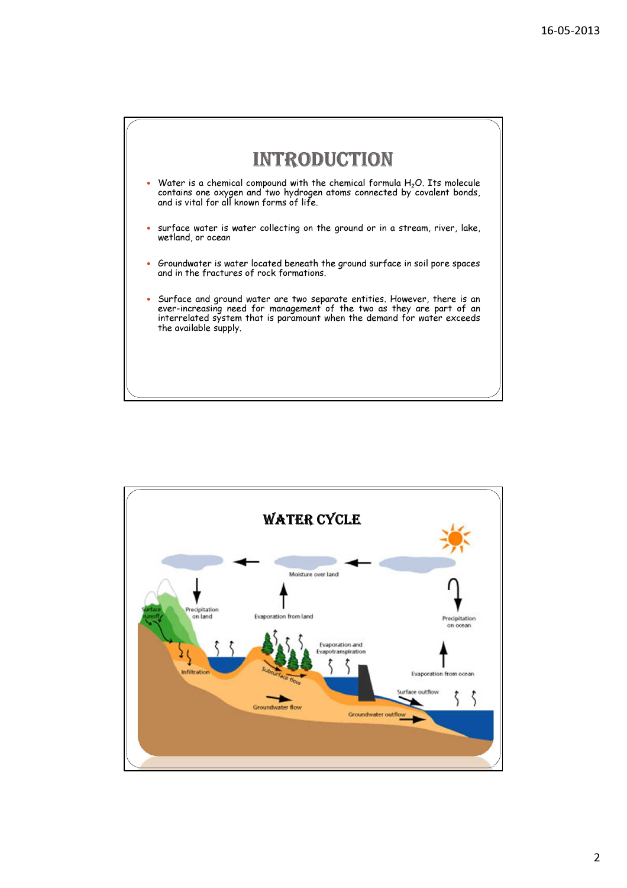# INTRODUCTION

- Water is a chemical compound with the chemical formula $H_2O$. Its molecule contains one oxygen and two hydrogen atoms connected by covalent bonds, and is vital for all known forms of life.
- surface water is water collecting on the ground or in a stream, river, lake, wetland, or ocean
- Groundwater is water located beneath the ground surface in soil pore spaces and in the fractures of rock formations.
- Surface and ground water are two separate entities. However, there is an ever-increasing need for management of the two as they are part of an interrelated system that is paramount when the demand for water exceeds the available supply.

# WATER CYCLE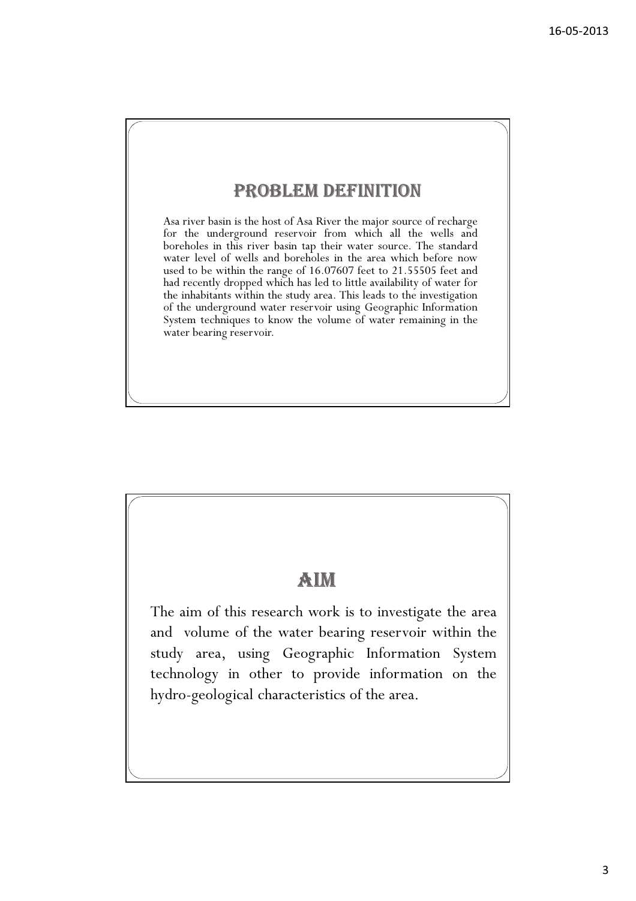## PROBLEM DEFINITION

Asa river basin is the host of Asa River the major source of recharge for the underground reservoir from which all the wells and boreholes in this river basin tap their water source. The standard water level of wells and boreholes in the area which before now used to be within the range of 16.07607 feet to 21.55505 feet and had recently dropped which has led to little availability of water for the inhabitants within the study area. This leads to the investigation of the underground water reservoir using Geographic Information System techniques to know the volume of water remaining in the water bearing reservoir.

## AIM

The aim of this research work is to investigate the area and volume of the water bearing reservoir within the study area, using Geographic Information System technology in other to provide information on the hydro-geological characteristics of the area.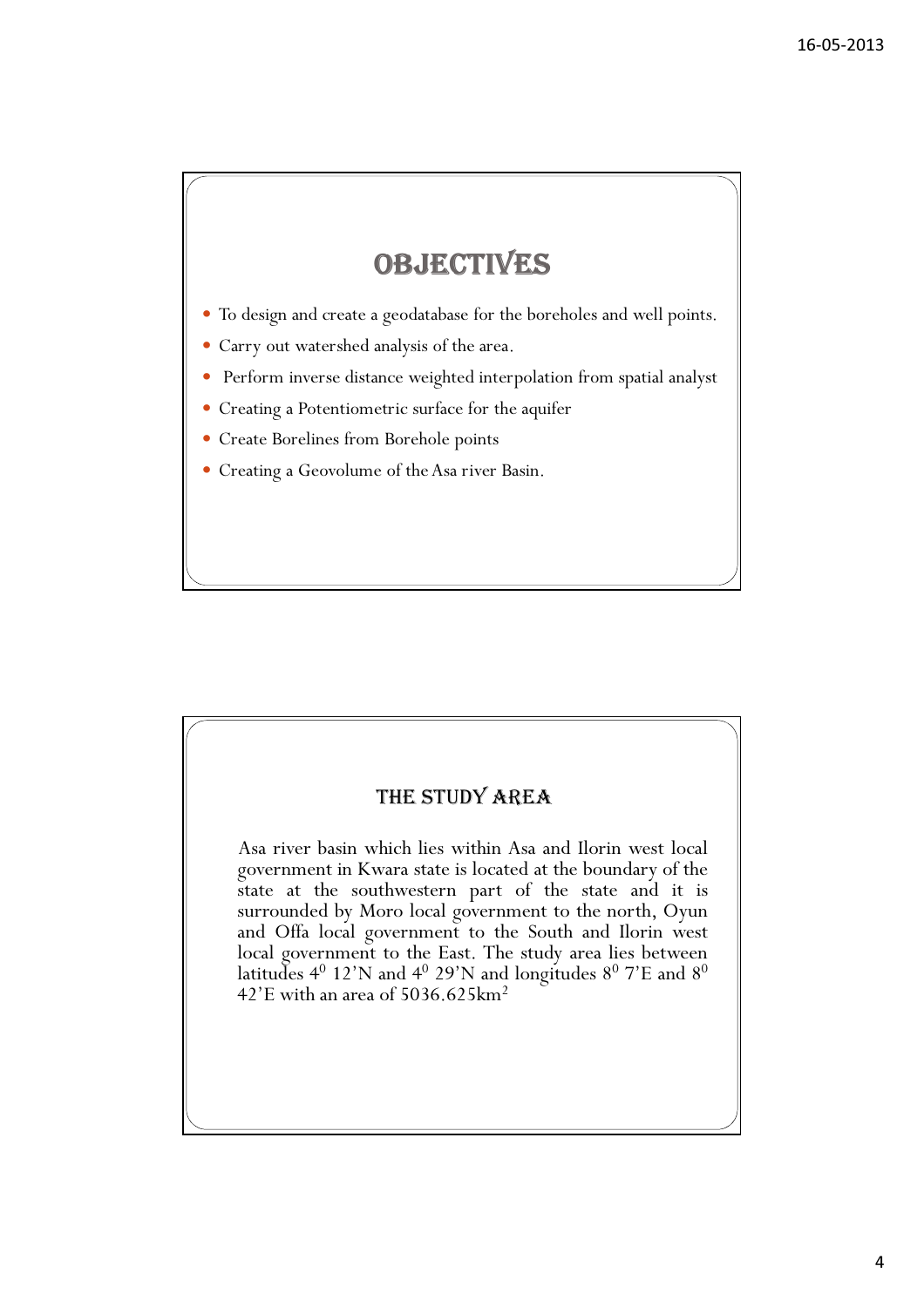# OBJECTIVES

- To design and create a geodatabase for the boreholes and well points.
- Carry out watershed analysis of the area.
- Perform inverse distance weighted interpolation from spatial analyst
- Creating a Potentiometric surface for the aquifer
- Create Borelines from Borehole points
- Creating a Geovolume of the Asa river Basin.

## THE STUDY AREA

Asa river basin which lies within Asa and Ilorin west local government in Kwara state is located at the boundary of the state at the southwestern part of the state and it is surrounded by Moro local government to the north, Oyun and Offa local government to the South and Ilorin west local government to the East. The study area lies between latitudes $4^0$ 12'N and $4^0$ 29'N and longitudes $8^0$ 7'E and $8^0$ 42'E with an area of 5036.625km$^2$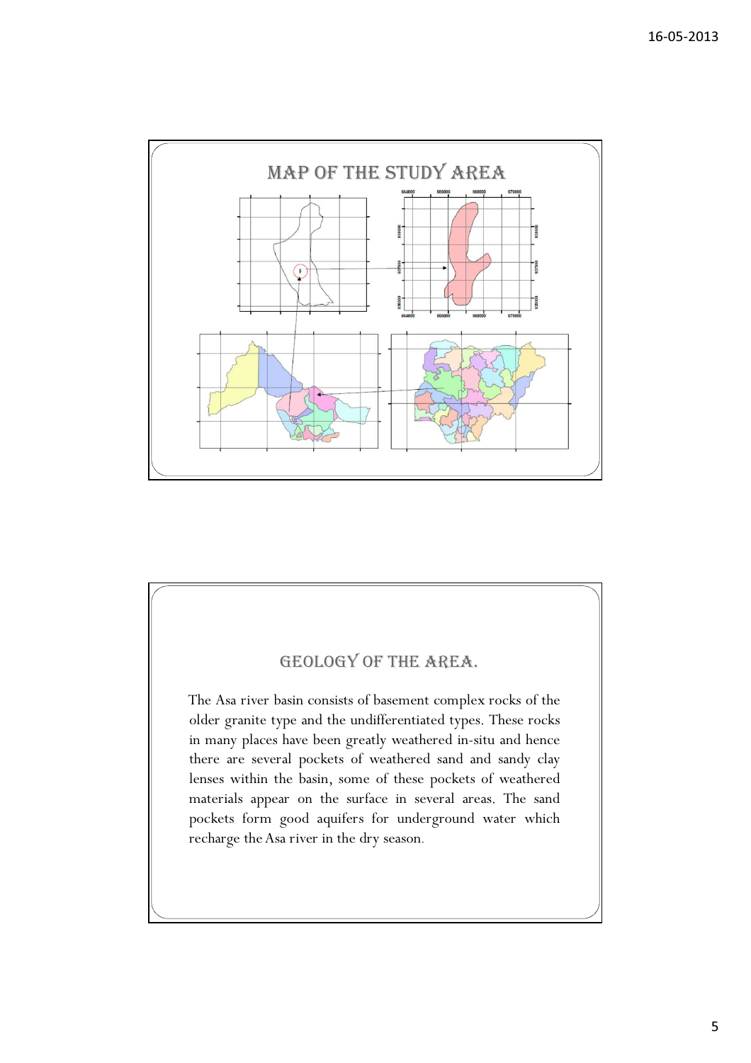## MAP OF THE STUDY AREA

## GEOLOGY OF THE AREA.

The Asa river basin consists of basement complex rocks of the older granite type and the undifferentiated types. These rocks in many places have been greatly weathered in-situ and hence there are several pockets of weathered sand and sandy clay lenses within the basin, some of these pockets of weathered materials appear on the surface in several areas. The sand pockets form good aquifers for underground water which recharge the Asa river in the dry season.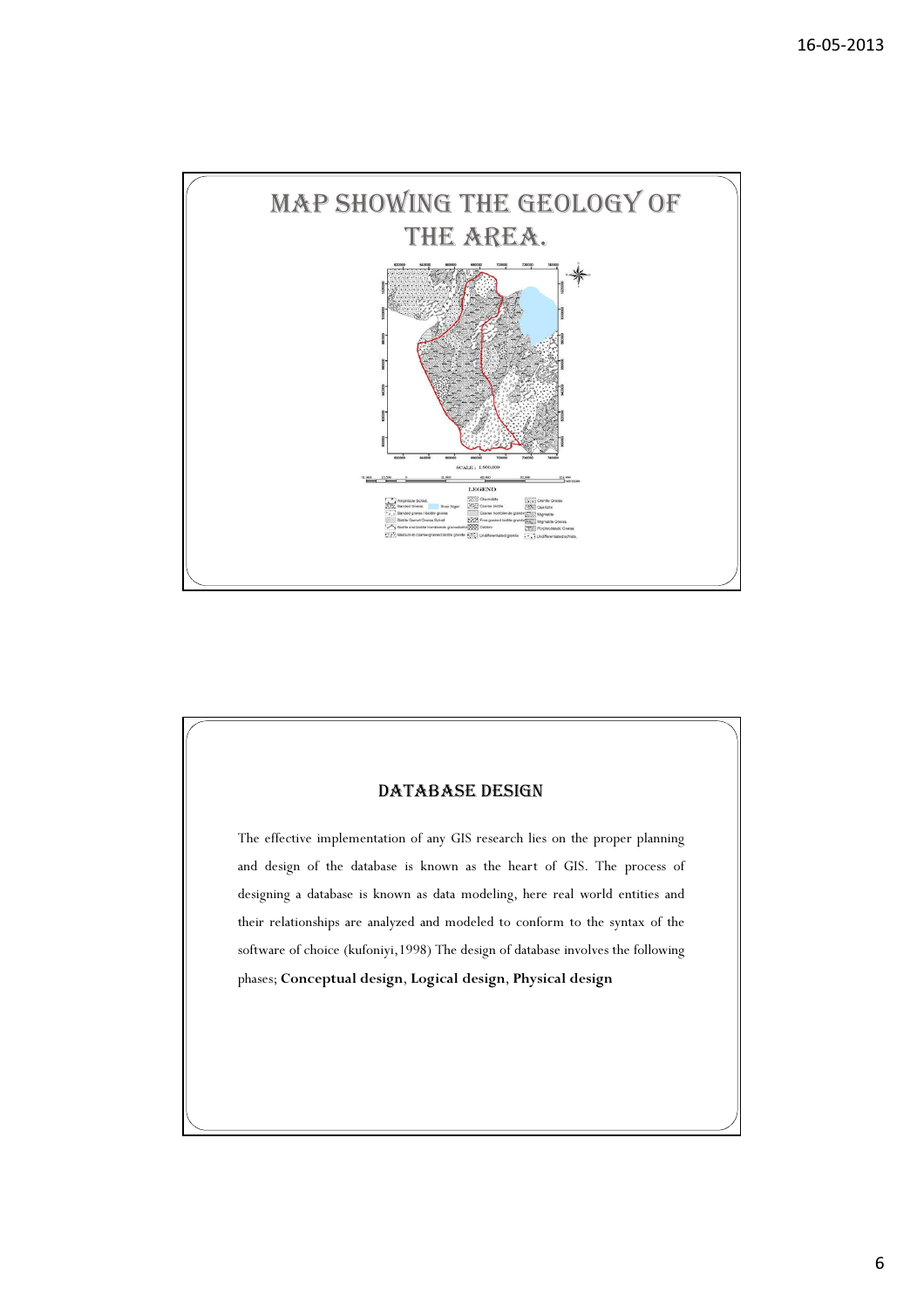# MAP SHOWING THE GEOLOGY OF THE AREA.

## DATABASE DESIGN

The effective implementation of any GIS research lies on the proper planning and design of the database is known as the heart of GIS. The process of designing a database is known as data modeling, here real world entities and their relationships are analyzed and modeled to conform to the syntax of the software of choice (kufoniyi,1998) The design of database involves the following phases; **Conceptual design**, **Logical design**, **Physical design**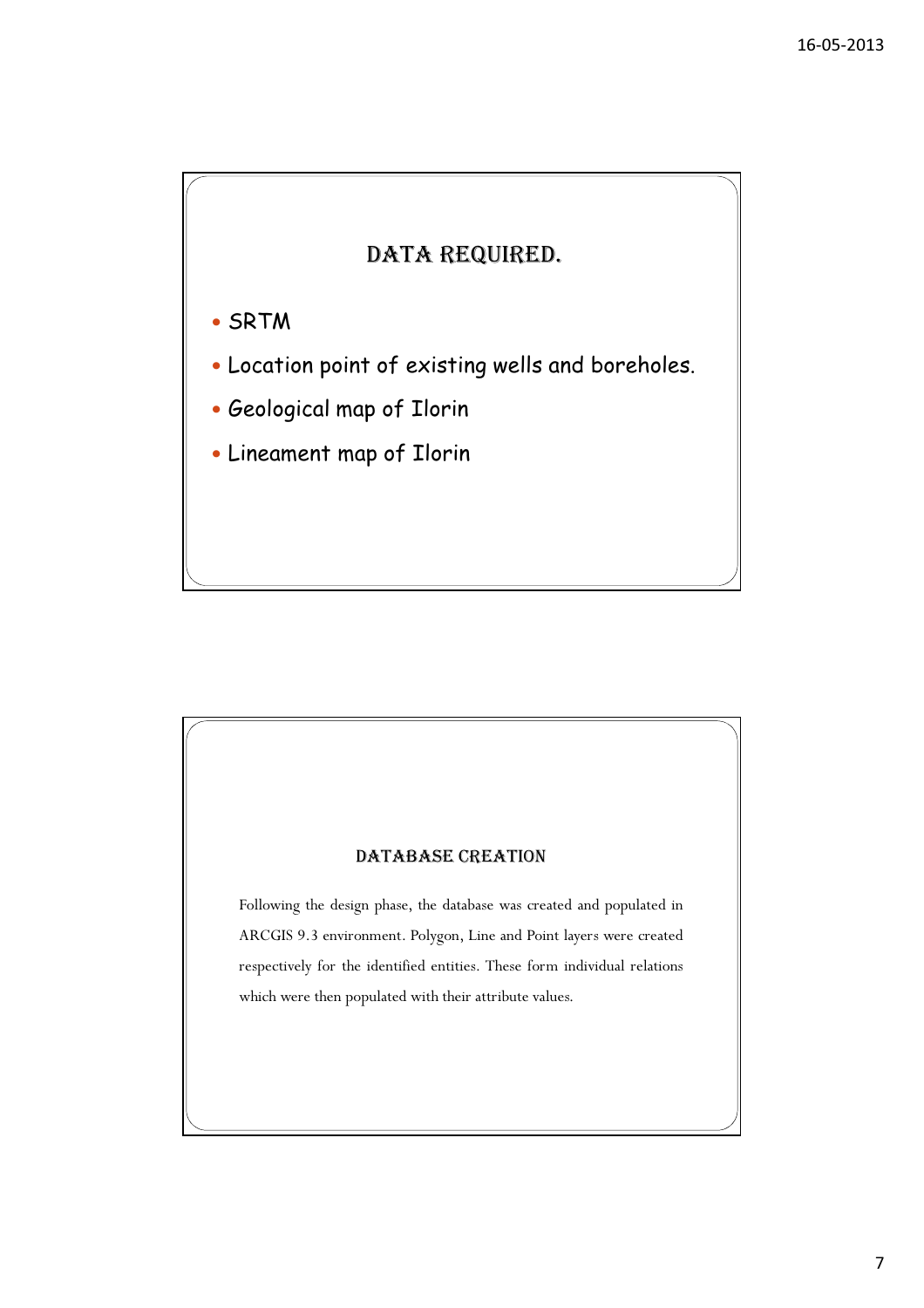## DATA REQUIRED.

- SRTM
- Location point of existing wells and boreholes.
- Geological map of Ilorin
- Lineament map of Ilorin

## DATABASE CREATION

Following the design phase, the database was created and populated in ARCGIS 9.3 environment. Polygon, Line and Point layers were created respectively for the identified entities. These form individual relations which were then populated with their attribute values.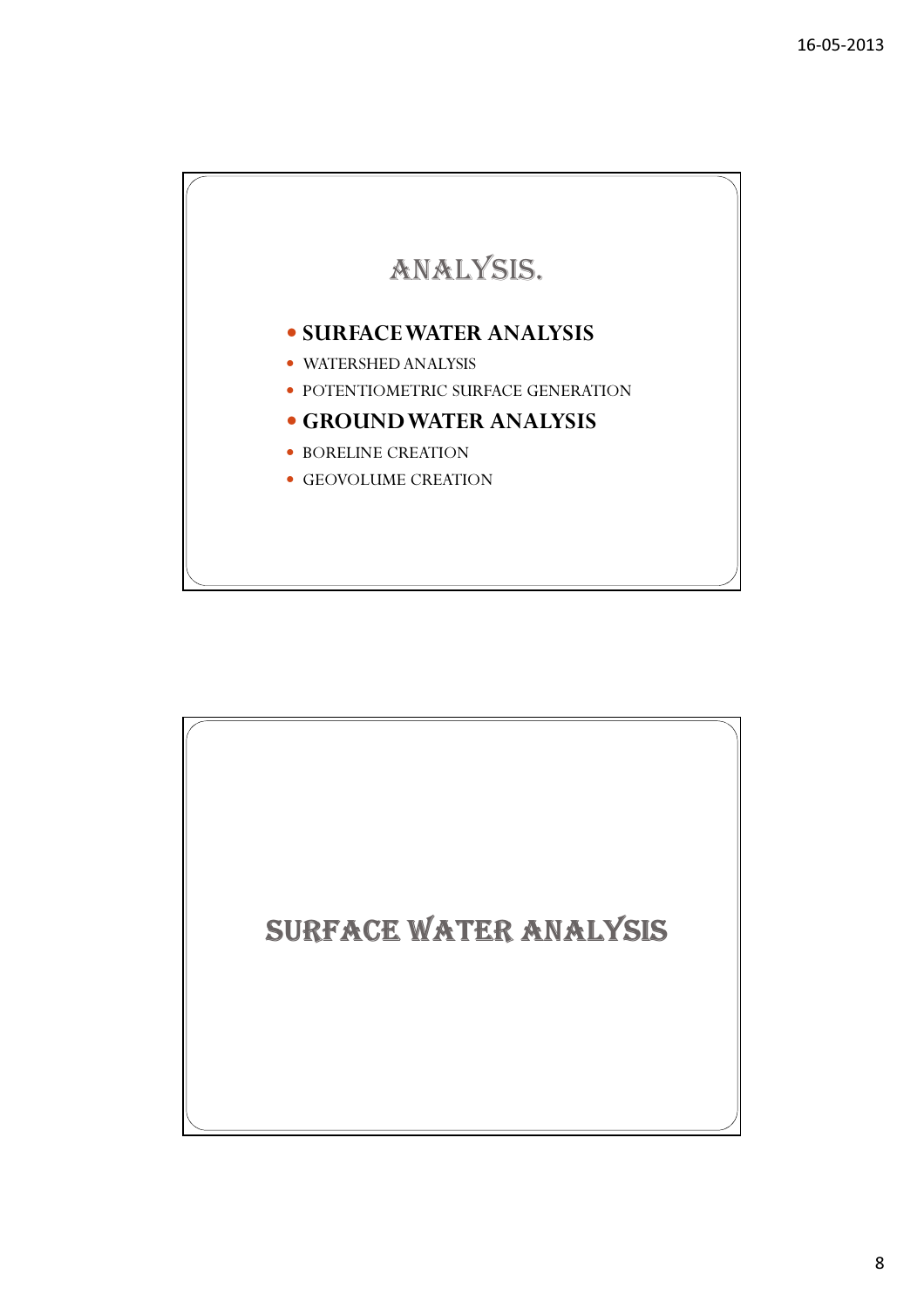# ANALYSIS.

- **SURFACE WATER ANALYSIS**
- WATERSHED ANALYSIS
- POTENTIOMETRIC SURFACE GENERATION
- **GROUND WATER ANALYSIS**
- BORELINE CREATION
- GEOVOLUME CREATION

# SURFACE WATER ANALYSIS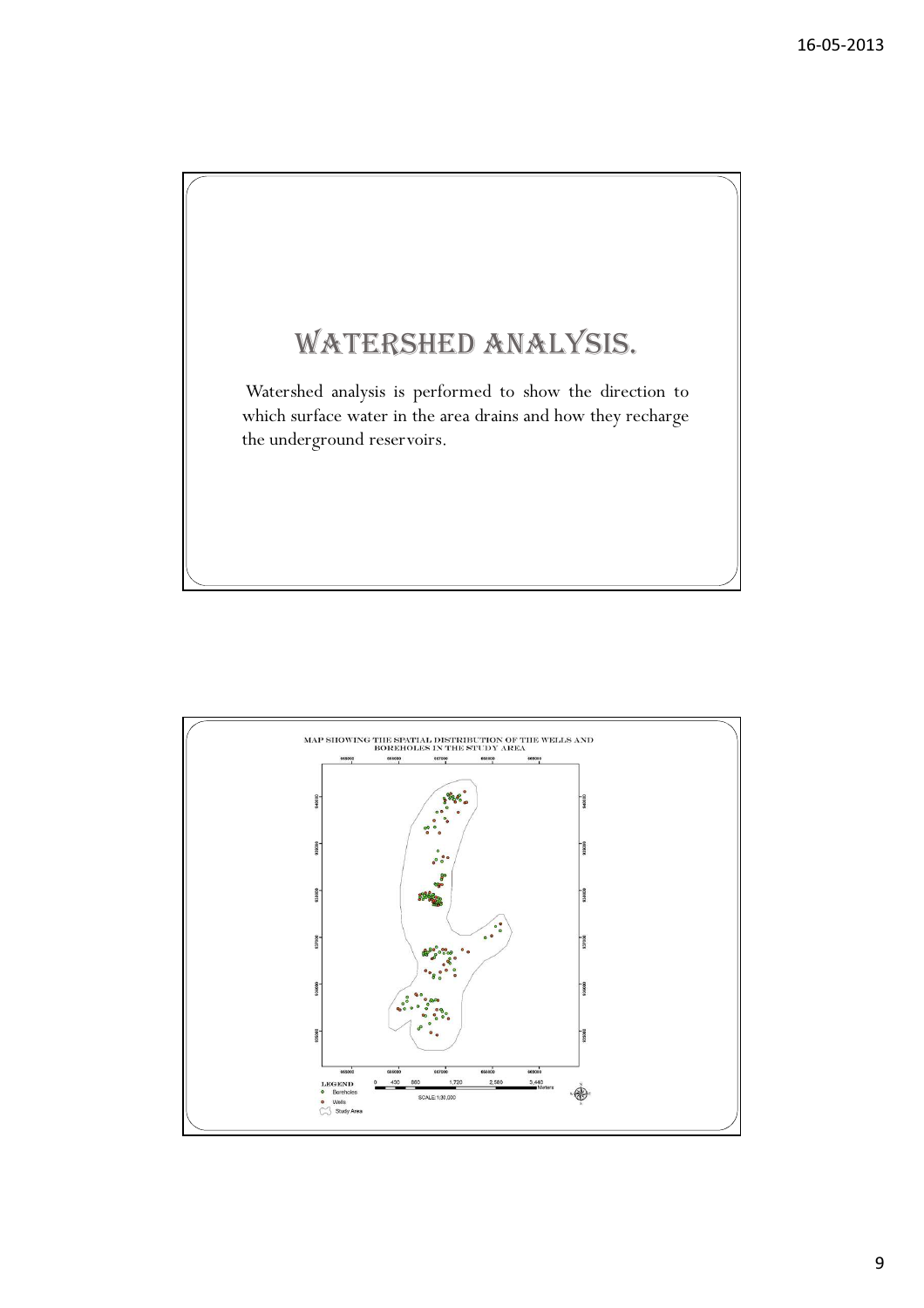# WATERSHED ANALYSIS.

Watershed analysis is performed to show the direction to which surface water in the area drains and how they recharge the underground reservoirs.

MAP SHOWING THE SPATIAL DISTRIBUTION OF THE WELLS AND BOREHOLES IN THE STUDY AREA

LEGEND
- Boreholes
- Wells
- Study Area

0 430 860 1,720 2,580 3,440 Meters

SCALE:1:30,000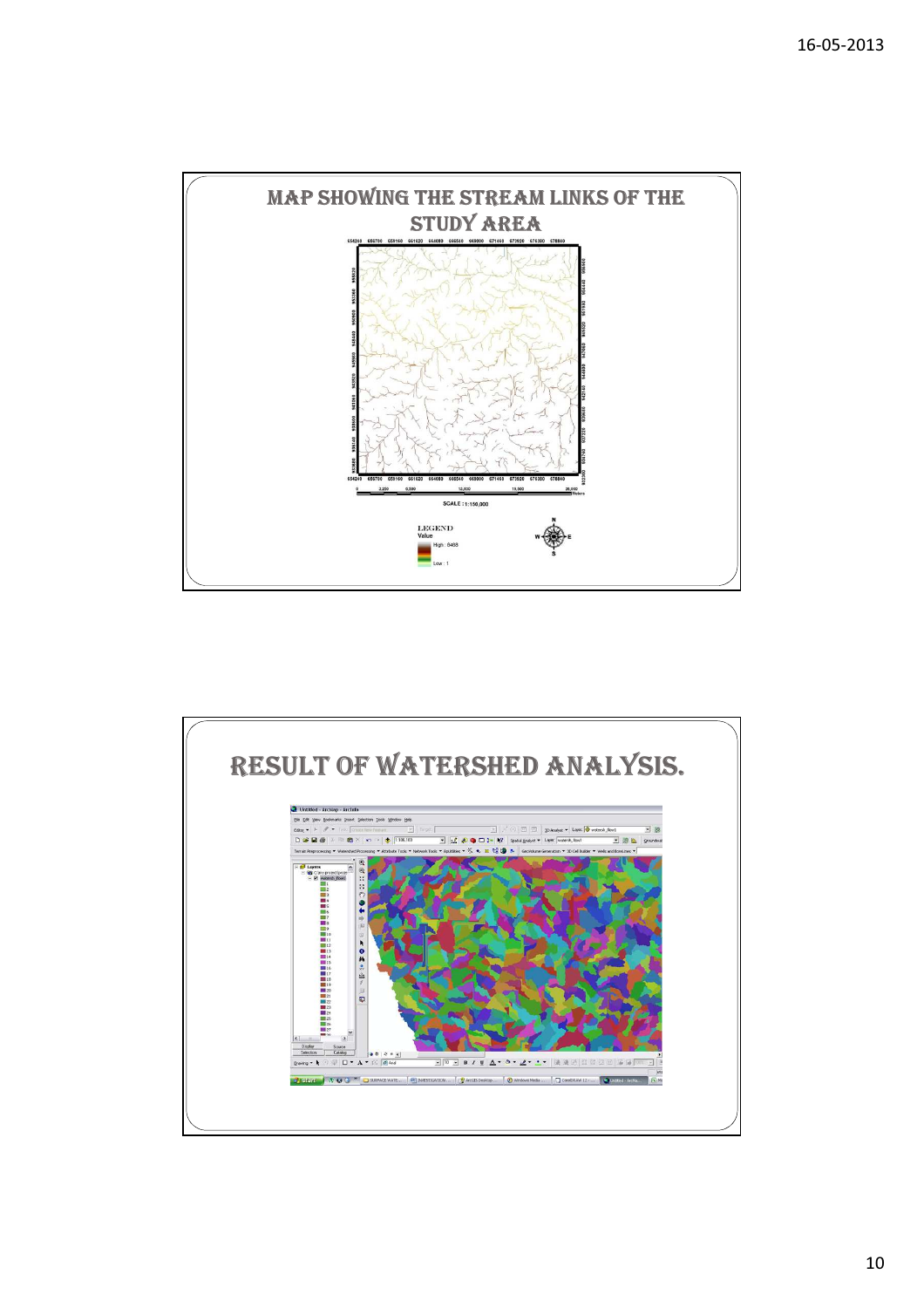## MAP SHOWING THE STREAM LINKS OF THE STUDY AREA

## RESULT OF WATERSHED ANALYSIS.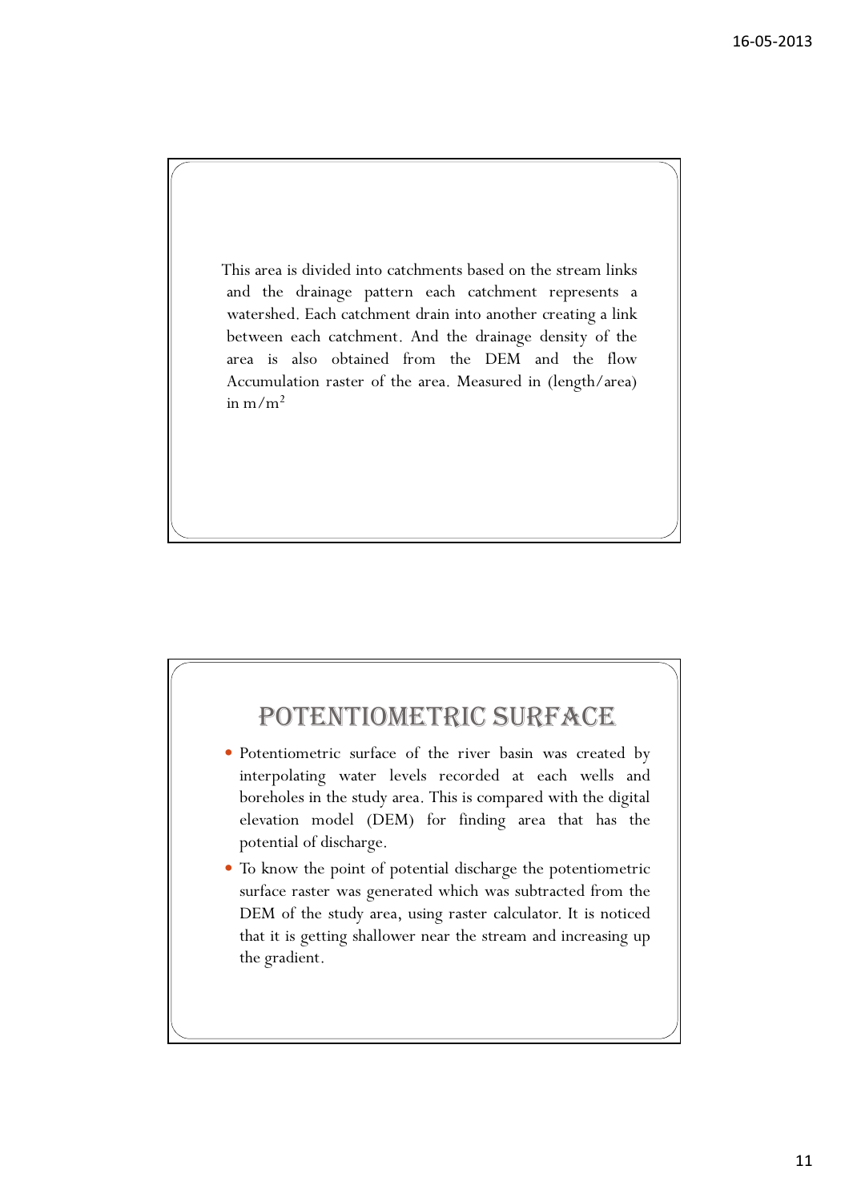This area is divided into catchments based on the stream links and the drainage pattern each catchment represents a watershed. Each catchment drain into another creating a link between each catchment. And the drainage density of the area is also obtained from the DEM and the flow Accumulation raster of the area. Measured in (length/area) in $m/m^2$

## POTENTIOMETRIC SURFACE

- Potentiometric surface of the river basin was created by interpolating water levels recorded at each wells and boreholes in the study area. This is compared with the digital elevation model (DEM) for finding area that has the potential of discharge.
- To know the point of potential discharge the potentiometric surface raster was generated which was subtracted from the DEM of the study area, using raster calculator. It is noticed that it is getting shallower near the stream and increasing up the gradient.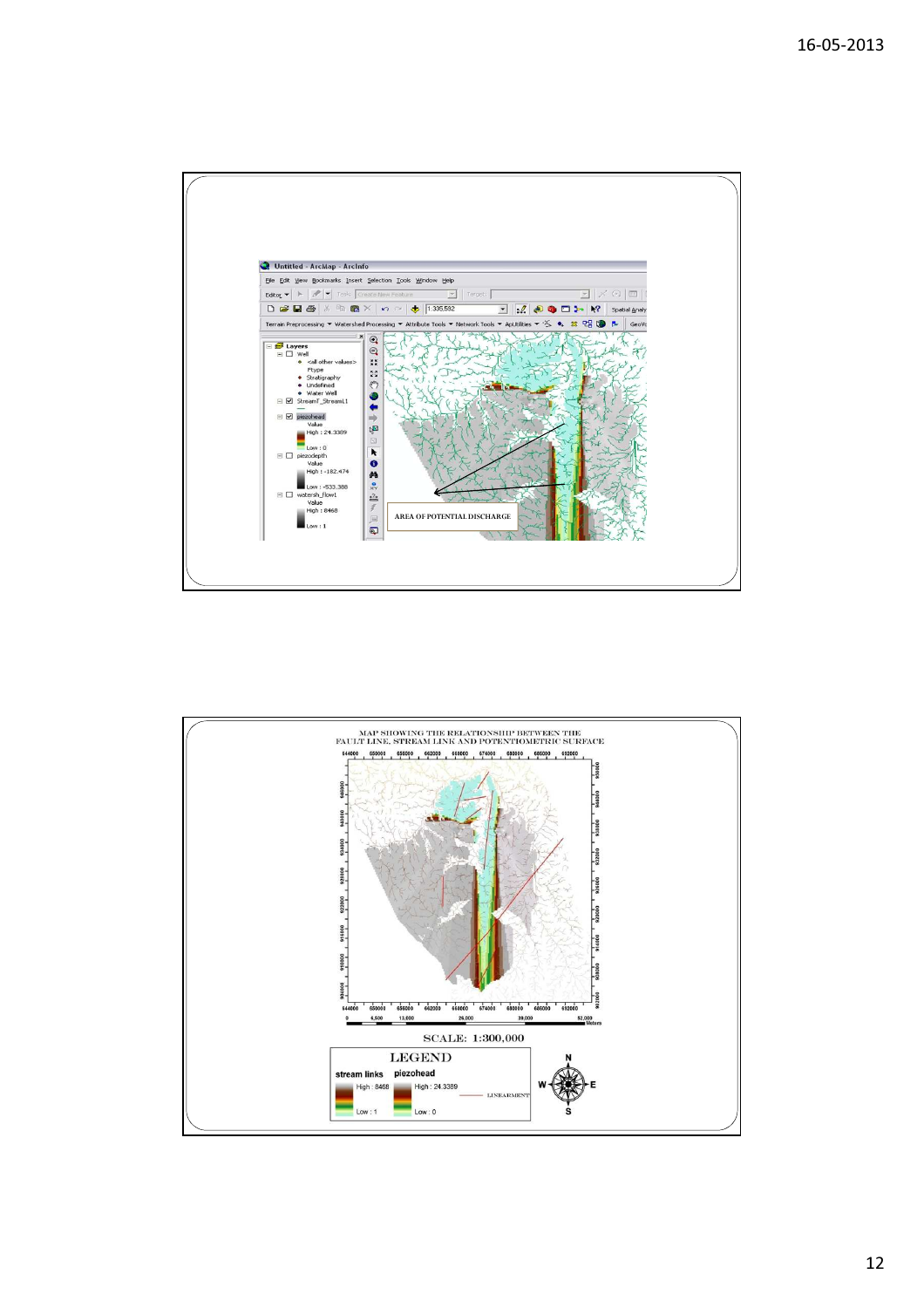AREA OF POTENTIAL DISCHARGE

MAP SHOWING THE RELATIONSHIP BETWEEN THE FAULT LINE, STREAM LINK AND POTENTIOMETRIC SURFACE

SCALE: 1:300,000

LEGEND

stream links: High : 8468, Low : 1

piezohead: High : 24.3389, Low : 0

LINEAMENT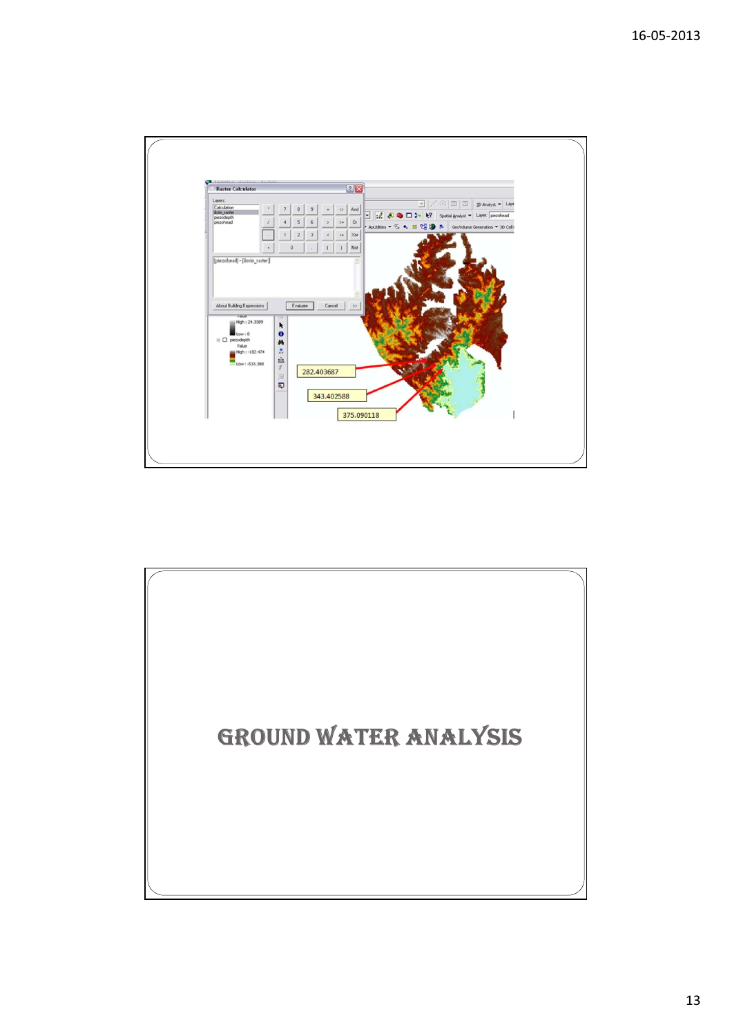# GROUND WATER ANALYSIS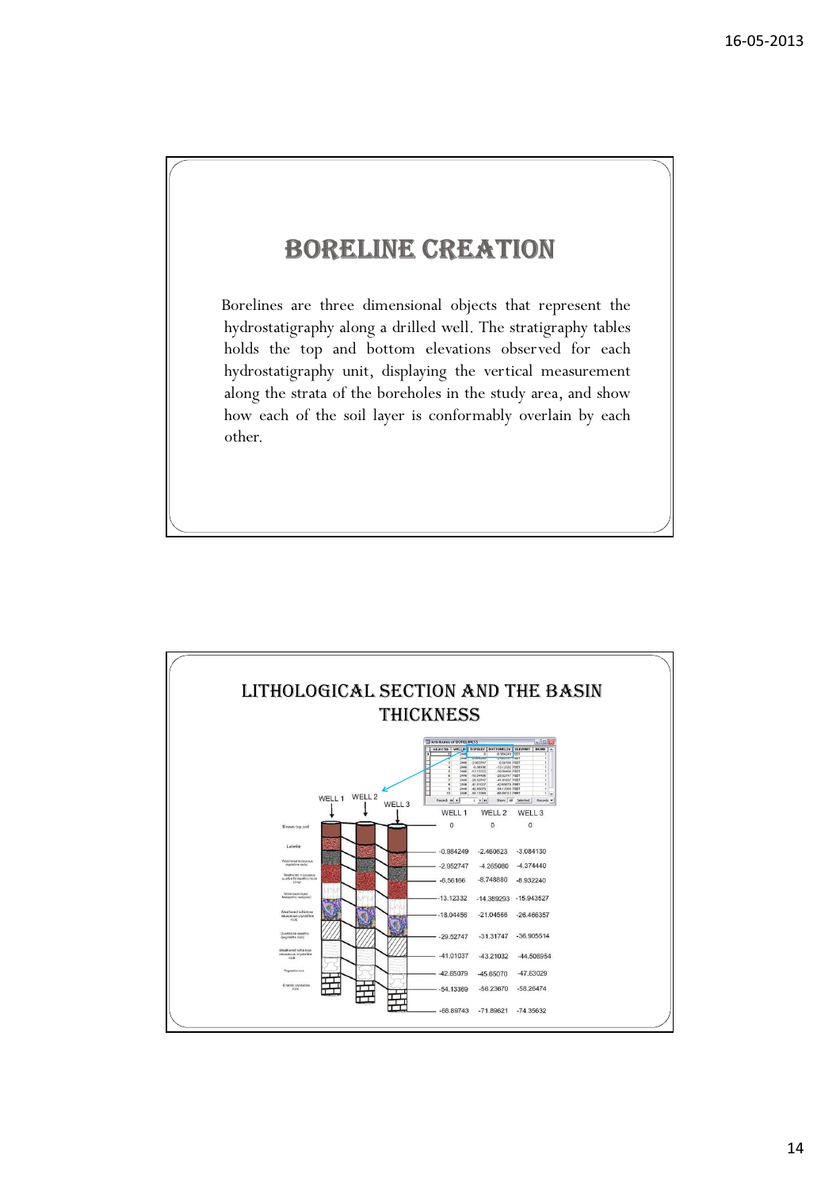# BORELINE CREATION

Borelines are three dimensional objects that represent the hydrostatigraphy along a drilled well. The stratigraphy tables holds the top and bottom elevations observed for each hydrostatigraphy unit, displaying the vertical measurement along the strata of the boreholes in the study area, and show how each of the soil layer is conformably overlain by each other.

# LITHOLOGICAL SECTION AND THE BASIN THICKNESS

| WELL 1 | WELL 2 | WELL 3 |
|---|---|---|
| 0 | 0 | 0 |
| -0.984249 | -2.460623 | -3.084130 |
| -2.952747 | -4.265080 | -4.374440 |
| -6.56166 | -8.748880 | -8.932240 |
| -13.12332 | -14.389293 | -15.943527 |
| -18.04456 | -21.04566 | -26.466357 |
| -29.52747 | -31.31747 | -36.905514 |
| -41.01037 | -43.21032 | -44.508954 |
| -42.65079 | -45.65070 | -47.63029 |
| -54.13369 | -56.23670 | -58.26474 |
| -68.89743 | -71.89621 | -74.35632 |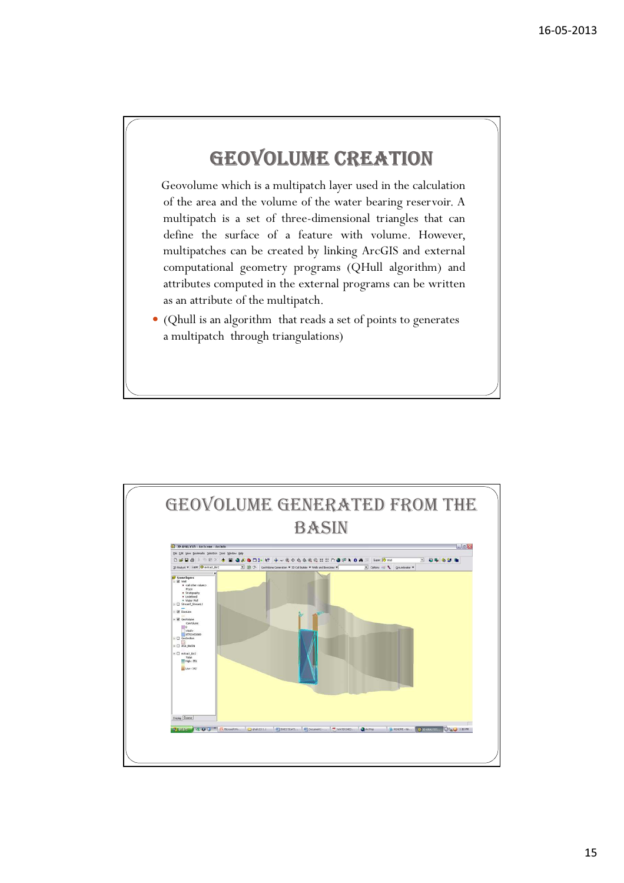# GEOVOLUME CREATION

Geovolume which is a multipatch layer used in the calculation of the area and the volume of the water bearing reservoir. A multipatch is a set of three-dimensional triangles that can define the surface of a feature with volume. However, multipatches can be created by linking ArcGIS and external computational geometry programs (QHull algorithm) and attributes computed in the external programs can be written as an attribute of the multipatch.

- (Qhull is an algorithm that reads a set of points to generates a multipatch through triangulations)

# GEOVOLUME GENERATED FROM THE BASIN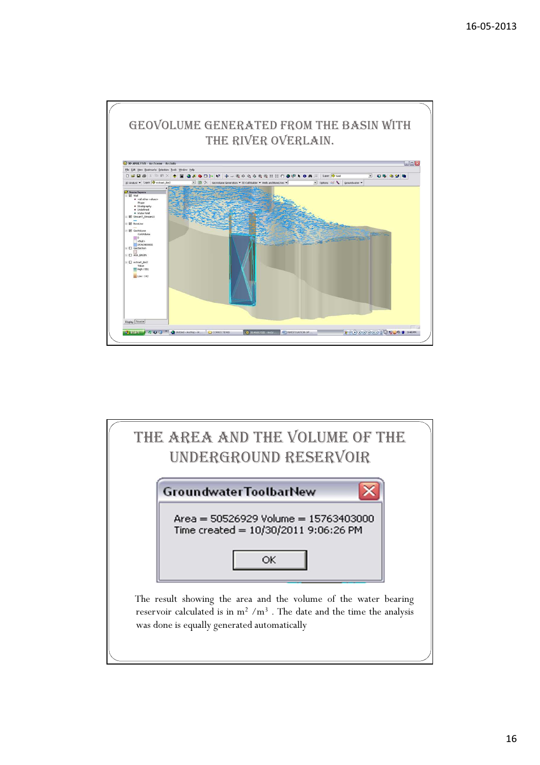## GEOVOLUME GENERATED FROM THE BASIN WITH THE RIVER OVERLAIN.

## THE AREA AND THE VOLUME OF THE UNDERGROUND RESERVOIR

**GroundwaterToolbarNew**

Area = 50526929 Volume = 15763403000
Time created = 10/30/2011 9:06:26 PM

OK

The result showing the area and the volume of the water bearing reservoir calculated is in $m^2$ / $m^3$ . The date and the time the analysis was done is equally generated automatically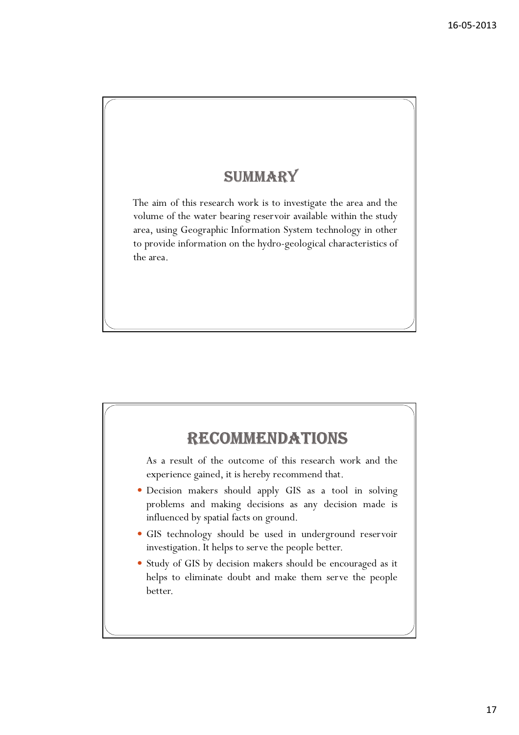## SUMMARY

The aim of this research work is to investigate the area and the volume of the water bearing reservoir available within the study area, using Geographic Information System technology in other to provide information on the hydro-geological characteristics of the area.

## RECOMMENDATIONS

As a result of the outcome of this research work and the experience gained, it is hereby recommend that.

- Decision makers should apply GIS as a tool in solving problems and making decisions as any decision made is influenced by spatial facts on ground.
- GIS technology should be used in underground reservoir investigation. It helps to serve the people better.
- Study of GIS by decision makers should be encouraged as it helps to eliminate doubt and make them serve the people better.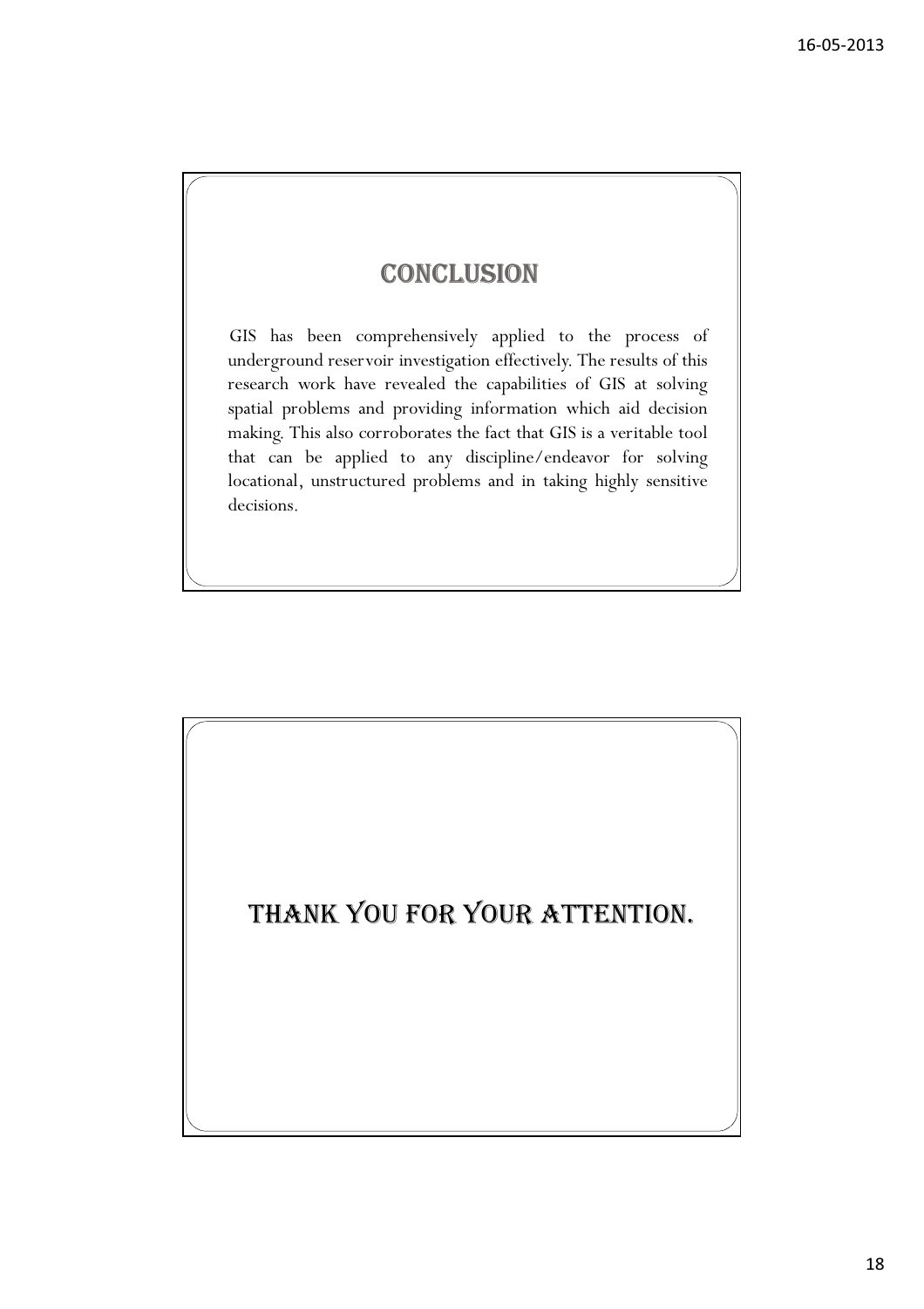## CONCLUSION

GIS has been comprehensively applied to the process of underground reservoir investigation effectively. The results of this research work have revealed the capabilities of GIS at solving spatial problems and providing information which aid decision making. This also corroborates the fact that GIS is a veritable tool that can be applied to any discipline/endeavor for solving locational, unstructured problems and in taking highly sensitive decisions.

## THANK YOU FOR YOUR ATTENTION.